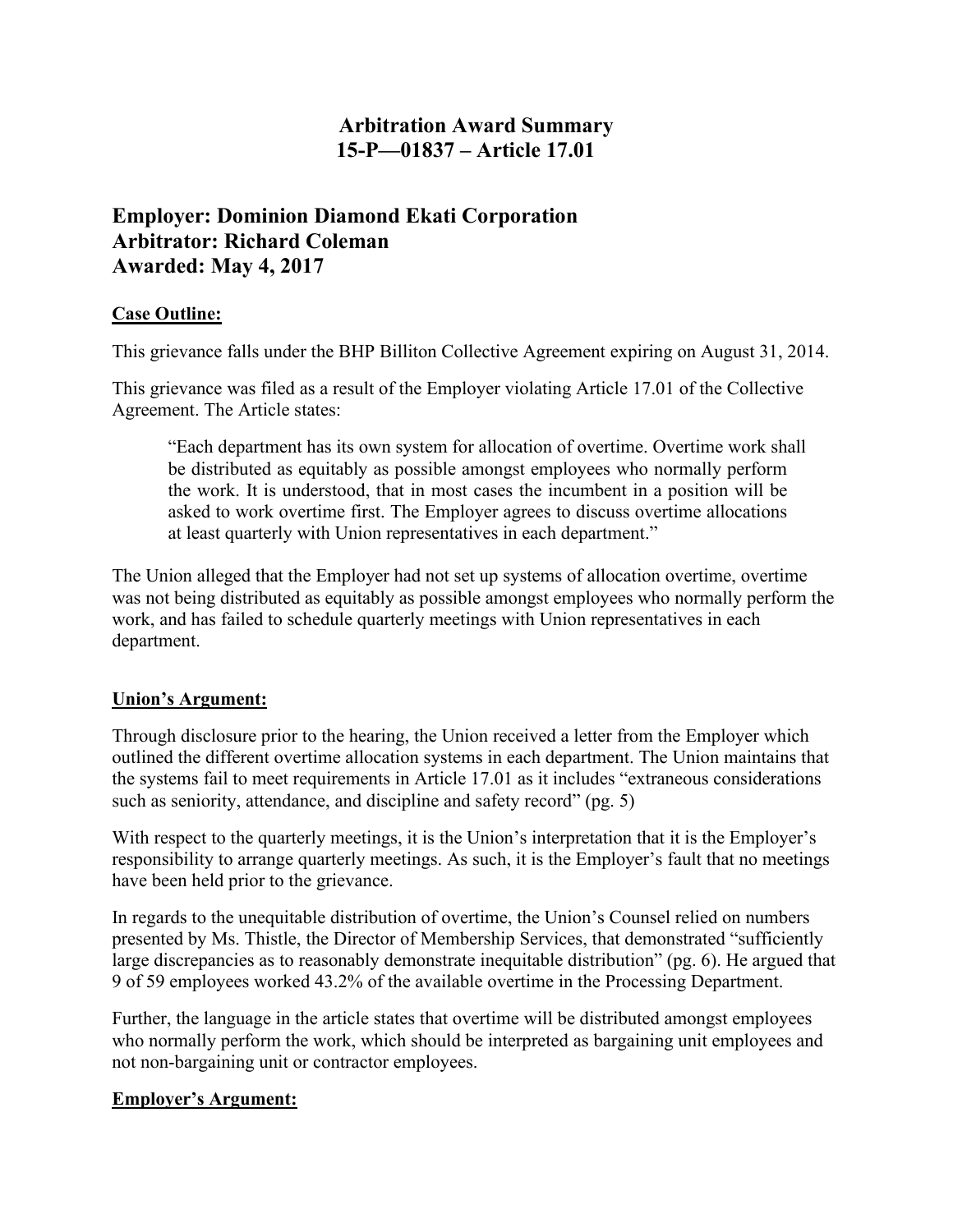# Arbitration Award Summary
# 15-P—01837 – Article 17.01

## Employer: Dominion Diamond Ekati Corporation
## Arbitrator: Richard Coleman
## Awarded: May 4, 2017

**Case Outline:**

This grievance falls under the BHP Billiton Collective Agreement expiring on August 31, 2014.

This grievance was filed as a result of the Employer violating Article 17.01 of the Collective Agreement. The Article states:

> "Each department has its own system for allocation of overtime. Overtime work shall be distributed as equitably as possible amongst employees who normally perform the work. It is understood, that in most cases the incumbent in a position will be asked to work overtime first. The Employer agrees to discuss overtime allocations at least quarterly with Union representatives in each department."

The Union alleged that the Employer had not set up systems of allocation overtime, overtime was not being distributed as equitably as possible amongst employees who normally perform the work, and has failed to schedule quarterly meetings with Union representatives in each department.

**Union's Argument:**

Through disclosure prior to the hearing, the Union received a letter from the Employer which outlined the different overtime allocation systems in each department. The Union maintains that the systems fail to meet requirements in Article 17.01 as it includes "extraneous considerations such as seniority, attendance, and discipline and safety record" (pg. 5)

With respect to the quarterly meetings, it is the Union's interpretation that it is the Employer's responsibility to arrange quarterly meetings. As such, it is the Employer's fault that no meetings have been held prior to the grievance.

In regards to the unequitable distribution of overtime, the Union's Counsel relied on numbers presented by Ms. Thistle, the Director of Membership Services, that demonstrated "sufficiently large discrepancies as to reasonably demonstrate inequitable distribution" (pg. 6). He argued that 9 of 59 employees worked 43.2% of the available overtime in the Processing Department.

Further, the language in the article states that overtime will be distributed amongst employees who normally perform the work, which should be interpreted as bargaining unit employees and not non-bargaining unit or contractor employees.

**Employer's Argument:**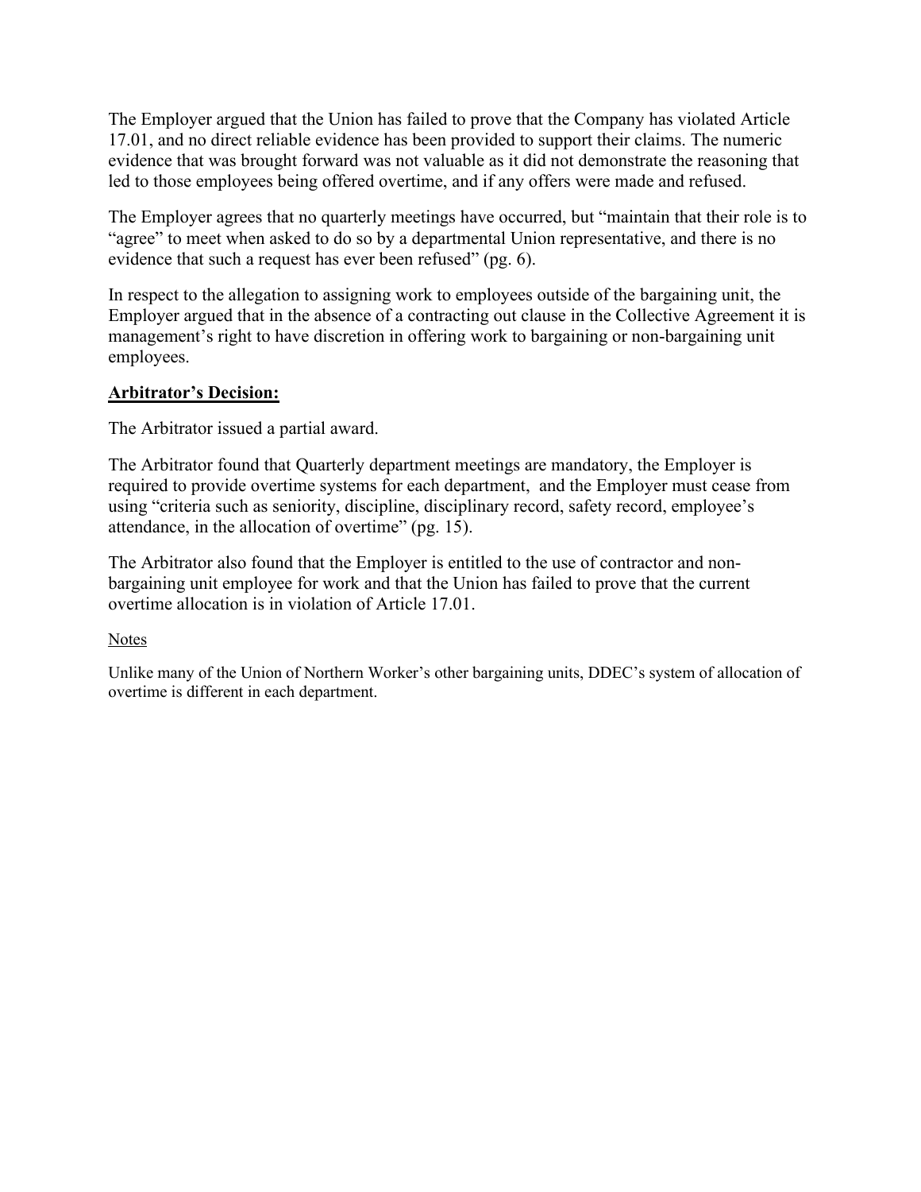The Employer argued that the Union has failed to prove that the Company has violated Article 17.01, and no direct reliable evidence has been provided to support their claims. The numeric evidence that was brought forward was not valuable as it did not demonstrate the reasoning that led to those employees being offered overtime, and if any offers were made and refused.

The Employer agrees that no quarterly meetings have occurred, but "maintain that their role is to "agree" to meet when asked to do so by a departmental Union representative, and there is no evidence that such a request has ever been refused" (pg. 6).

In respect to the allegation to assigning work to employees outside of the bargaining unit, the Employer argued that in the absence of a contracting out clause in the Collective Agreement it is management's right to have discretion in offering work to bargaining or non-bargaining unit employees.

**<u>Arbitrator's Decision:</u>**

The Arbitrator issued a partial award.

The Arbitrator found that Quarterly department meetings are mandatory, the Employer is required to provide overtime systems for each department, and the Employer must cease from using "criteria such as seniority, discipline, disciplinary record, safety record, employee's attendance, in the allocation of overtime" (pg. 15).

The Arbitrator also found that the Employer is entitled to the use of contractor and non-bargaining unit employee for work and that the Union has failed to prove that the current overtime allocation is in violation of Article 17.01.

<u>Notes</u>

Unlike many of the Union of Northern Worker's other bargaining units, DDEC's system of allocation of overtime is different in each department.